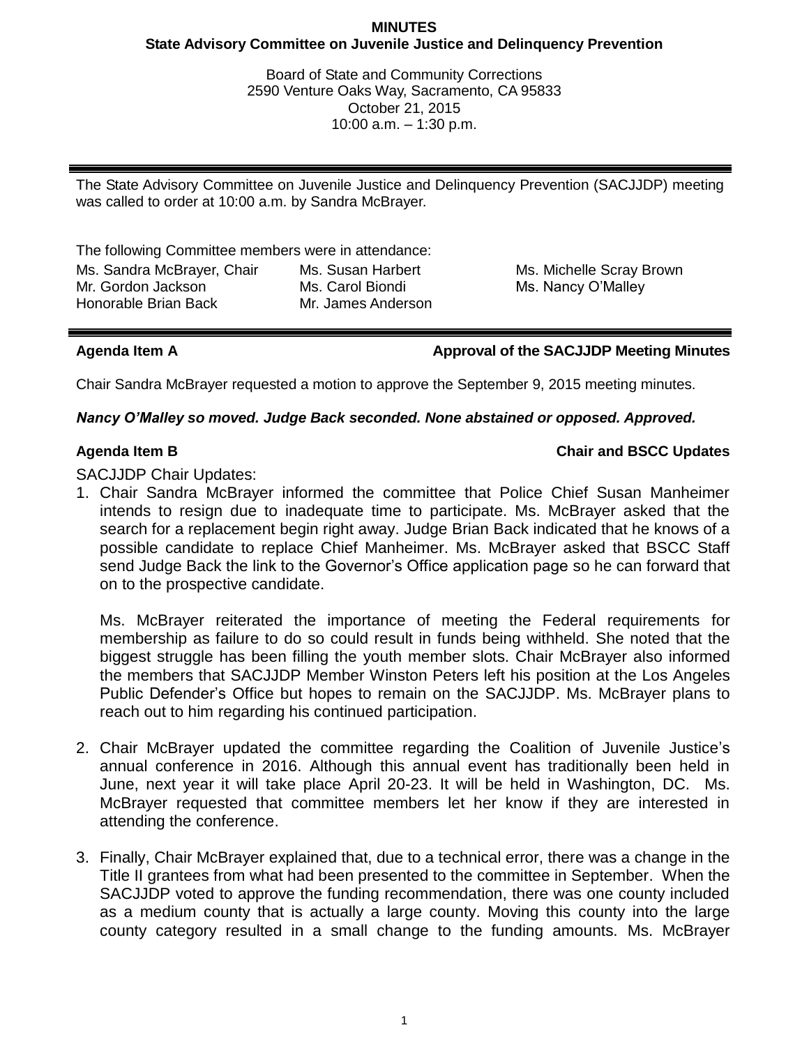**MINUTES**
**State Advisory Committee on Juvenile Justice and Delinquency Prevention**

Board of State and Community Corrections
2590 Venture Oaks Way, Sacramento, CA 95833
October 21, 2015
10:00 a.m. – 1:30 p.m.

---

The State Advisory Committee on Juvenile Justice and Delinquency Prevention (SACJJDP) meeting was called to order at 10:00 a.m. by Sandra McBrayer.

The following Committee members were in attendance:

| | | |
|---|---|---|
| Ms. Sandra McBrayer, Chair | Ms. Susan Harbert | Ms. Michelle Scray Brown |
| Mr. Gordon Jackson | Ms. Carol Biondi | Ms. Nancy O'Malley |
| Honorable Brian Back | Mr. James Anderson | |

---

**Agenda Item A** — **Approval of the SACJJDP Meeting Minutes**

Chair Sandra McBrayer requested a motion to approve the September 9, 2015 meeting minutes.

***Nancy O'Malley so moved. Judge Back seconded. None abstained or opposed. Approved.***

**Agenda Item B** — **Chair and BSCC Updates**

SACJJDP Chair Updates:

1. Chair Sandra McBrayer informed the committee that Police Chief Susan Manheimer intends to resign due to inadequate time to participate. Ms. McBrayer asked that the search for a replacement begin right away. Judge Brian Back indicated that he knows of a possible candidate to replace Chief Manheimer. Ms. McBrayer asked that BSCC Staff send Judge Back the link to the Governor's Office application page so he can forward that on to the prospective candidate.

   Ms. McBrayer reiterated the importance of meeting the Federal requirements for membership as failure to do so could result in funds being withheld. She noted that the biggest struggle has been filling the youth member slots. Chair McBrayer also informed the members that SACJJDP Member Winston Peters left his position at the Los Angeles Public Defender's Office but hopes to remain on the SACJJDP. Ms. McBrayer plans to reach out to him regarding his continued participation.

2. Chair McBrayer updated the committee regarding the Coalition of Juvenile Justice's annual conference in 2016. Although this annual event has traditionally been held in June, next year it will take place April 20-23. It will be held in Washington, DC. Ms. McBrayer requested that committee members let her know if they are interested in attending the conference.

3. Finally, Chair McBrayer explained that, due to a technical error, there was a change in the Title II grantees from what had been presented to the committee in September. When the SACJJDP voted to approve the funding recommendation, there was one county included as a medium county that is actually a large county. Moving this county into the large county category resulted in a small change to the funding amounts. Ms. McBrayer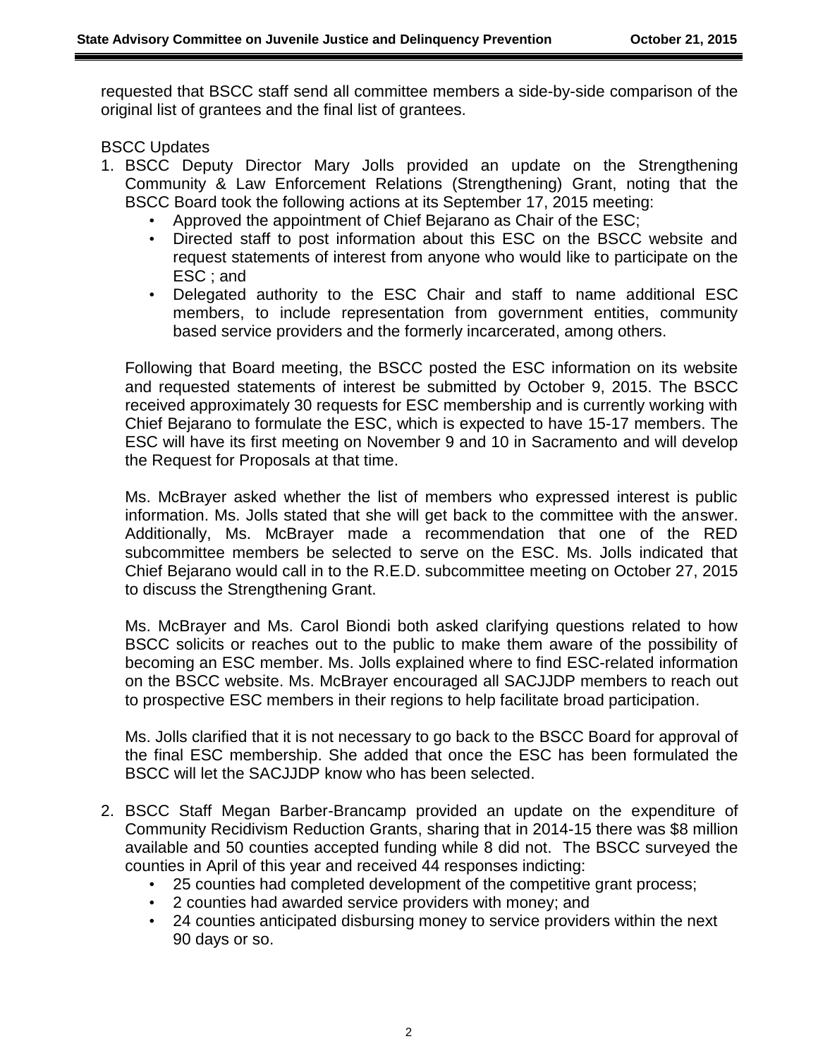requested that BSCC staff send all committee members a side-by-side comparison of the original list of grantees and the final list of grantees.

BSCC Updates

1. BSCC Deputy Director Mary Jolls provided an update on the Strengthening Community & Law Enforcement Relations (Strengthening) Grant, noting that the BSCC Board took the following actions at its September 17, 2015 meeting:
   - Approved the appointment of Chief Bejarano as Chair of the ESC;
   - Directed staff to post information about this ESC on the BSCC website and request statements of interest from anyone who would like to participate on the ESC ; and
   - Delegated authority to the ESC Chair and staff to name additional ESC members, to include representation from government entities, community based service providers and the formerly incarcerated, among others.

   Following that Board meeting, the BSCC posted the ESC information on its website and requested statements of interest be submitted by October 9, 2015. The BSCC received approximately 30 requests for ESC membership and is currently working with Chief Bejarano to formulate the ESC, which is expected to have 15-17 members. The ESC will have its first meeting on November 9 and 10 in Sacramento and will develop the Request for Proposals at that time.

   Ms. McBrayer asked whether the list of members who expressed interest is public information. Ms. Jolls stated that she will get back to the committee with the answer. Additionally, Ms. McBrayer made a recommendation that one of the RED subcommittee members be selected to serve on the ESC. Ms. Jolls indicated that Chief Bejarano would call in to the R.E.D. subcommittee meeting on October 27, 2015 to discuss the Strengthening Grant.

   Ms. McBrayer and Ms. Carol Biondi both asked clarifying questions related to how BSCC solicits or reaches out to the public to make them aware of the possibility of becoming an ESC member. Ms. Jolls explained where to find ESC-related information on the BSCC website. Ms. McBrayer encouraged all SACJJDP members to reach out to prospective ESC members in their regions to help facilitate broad participation.

   Ms. Jolls clarified that it is not necessary to go back to the BSCC Board for approval of the final ESC membership. She added that once the ESC has been formulated the BSCC will let the SACJJDP know who has been selected.

2. BSCC Staff Megan Barber-Brancamp provided an update on the expenditure of Community Recidivism Reduction Grants, sharing that in 2014-15 there was $8 million available and 50 counties accepted funding while 8 did not. The BSCC surveyed the counties in April of this year and received 44 responses indicting:
   - 25 counties had completed development of the competitive grant process;
   - 2 counties had awarded service providers with money; and
   - 24 counties anticipated disbursing money to service providers within the next 90 days or so.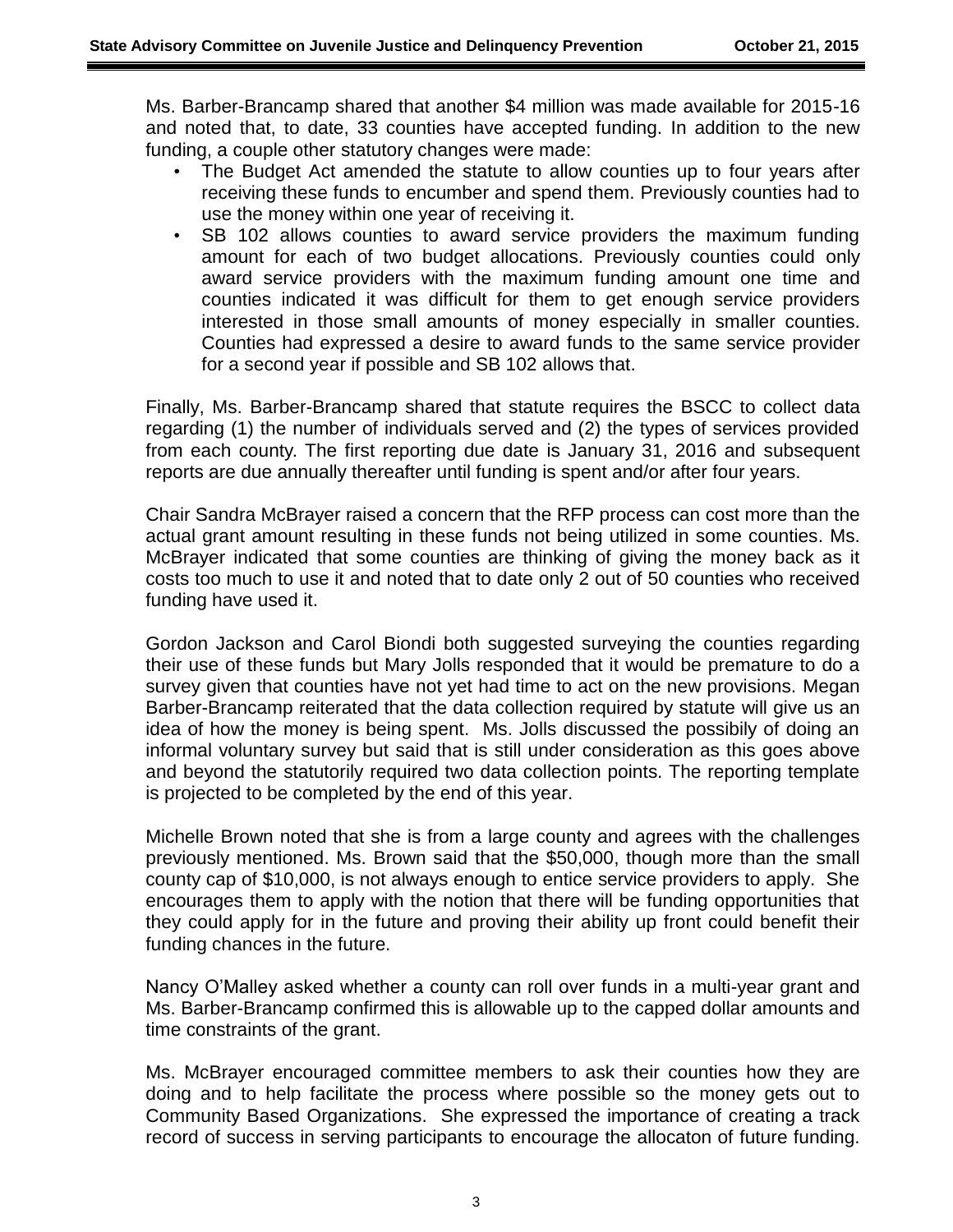Ms. Barber-Brancamp shared that another $4 million was made available for 2015-16 and noted that, to date, 33 counties have accepted funding. In addition to the new funding, a couple other statutory changes were made:

- The Budget Act amended the statute to allow counties up to four years after receiving these funds to encumber and spend them. Previously counties had to use the money within one year of receiving it.
- SB 102 allows counties to award service providers the maximum funding amount for each of two budget allocations. Previously counties could only award service providers with the maximum funding amount one time and counties indicated it was difficult for them to get enough service providers interested in those small amounts of money especially in smaller counties. Counties had expressed a desire to award funds to the same service provider for a second year if possible and SB 102 allows that.

Finally, Ms. Barber-Brancamp shared that statute requires the BSCC to collect data regarding (1) the number of individuals served and (2) the types of services provided from each county. The first reporting due date is January 31, 2016 and subsequent reports are due annually thereafter until funding is spent and/or after four years.

Chair Sandra McBrayer raised a concern that the RFP process can cost more than the actual grant amount resulting in these funds not being utilized in some counties. Ms. McBrayer indicated that some counties are thinking of giving the money back as it costs too much to use it and noted that to date only 2 out of 50 counties who received funding have used it.

Gordon Jackson and Carol Biondi both suggested surveying the counties regarding their use of these funds but Mary Jolls responded that it would be premature to do a survey given that counties have not yet had time to act on the new provisions. Megan Barber-Brancamp reiterated that the data collection required by statute will give us an idea of how the money is being spent. Ms. Jolls discussed the possibily of doing an informal voluntary survey but said that is still under consideration as this goes above and beyond the statutorily required two data collection points. The reporting template is projected to be completed by the end of this year.

Michelle Brown noted that she is from a large county and agrees with the challenges previously mentioned. Ms. Brown said that the $50,000, though more than the small county cap of $10,000, is not always enough to entice service providers to apply. She encourages them to apply with the notion that there will be funding opportunities that they could apply for in the future and proving their ability up front could benefit their funding chances in the future.

Nancy O'Malley asked whether a county can roll over funds in a multi-year grant and Ms. Barber-Brancamp confirmed this is allowable up to the capped dollar amounts and time constraints of the grant.

Ms. McBrayer encouraged committee members to ask their counties how they are doing and to help facilitate the process where possible so the money gets out to Community Based Organizations. She expressed the importance of creating a track record of success in serving participants to encourage the allocaton of future funding.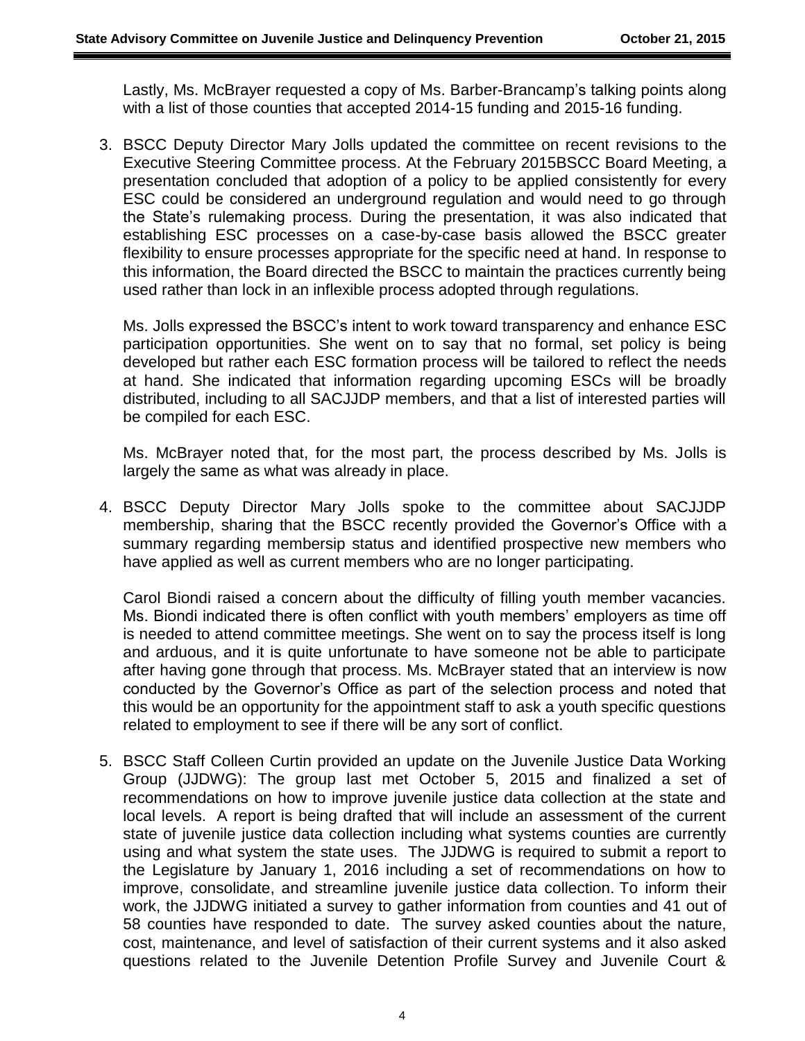Lastly, Ms. McBrayer requested a copy of Ms. Barber-Brancamp's talking points along with a list of those counties that accepted 2014-15 funding and 2015-16 funding.

3. BSCC Deputy Director Mary Jolls updated the committee on recent revisions to the Executive Steering Committee process. At the February 2015BSCC Board Meeting, a presentation concluded that adoption of a policy to be applied consistently for every ESC could be considered an underground regulation and would need to go through the State's rulemaking process. During the presentation, it was also indicated that establishing ESC processes on a case-by-case basis allowed the BSCC greater flexibility to ensure processes appropriate for the specific need at hand. In response to this information, the Board directed the BSCC to maintain the practices currently being used rather than lock in an inflexible process adopted through regulations.

   Ms. Jolls expressed the BSCC's intent to work toward transparency and enhance ESC participation opportunities. She went on to say that no formal, set policy is being developed but rather each ESC formation process will be tailored to reflect the needs at hand. She indicated that information regarding upcoming ESCs will be broadly distributed, including to all SACJJDP members, and that a list of interested parties will be compiled for each ESC.

   Ms. McBrayer noted that, for the most part, the process described by Ms. Jolls is largely the same as what was already in place.

4. BSCC Deputy Director Mary Jolls spoke to the committee about SACJJDP membership, sharing that the BSCC recently provided the Governor's Office with a summary regarding membersip status and identified prospective new members who have applied as well as current members who are no longer participating.

   Carol Biondi raised a concern about the difficulty of filling youth member vacancies. Ms. Biondi indicated there is often conflict with youth members' employers as time off is needed to attend committee meetings. She went on to say the process itself is long and arduous, and it is quite unfortunate to have someone not be able to participate after having gone through that process. Ms. McBrayer stated that an interview is now conducted by the Governor's Office as part of the selection process and noted that this would be an opportunity for the appointment staff to ask a youth specific questions related to employment to see if there will be any sort of conflict.

5. BSCC Staff Colleen Curtin provided an update on the Juvenile Justice Data Working Group (JJDWG): The group last met October 5, 2015 and finalized a set of recommendations on how to improve juvenile justice data collection at the state and local levels. A report is being drafted that will include an assessment of the current state of juvenile justice data collection including what systems counties are currently using and what system the state uses. The JJDWG is required to submit a report to the Legislature by January 1, 2016 including a set of recommendations on how to improve, consolidate, and streamline juvenile justice data collection. To inform their work, the JJDWG initiated a survey to gather information from counties and 41 out of 58 counties have responded to date. The survey asked counties about the nature, cost, maintenance, and level of satisfaction of their current systems and it also asked questions related to the Juvenile Detention Profile Survey and Juvenile Court &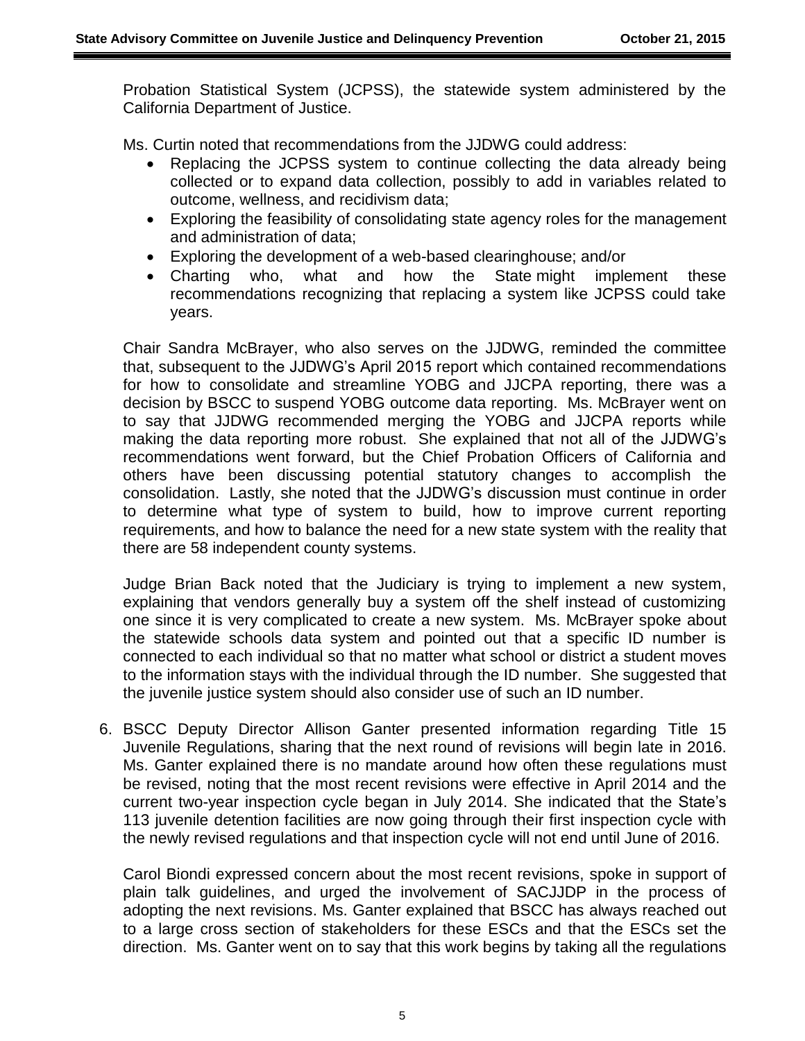Probation Statistical System (JCPSS), the statewide system administered by the California Department of Justice.

Ms. Curtin noted that recommendations from the JJDWG could address:

- Replacing the JCPSS system to continue collecting the data already being collected or to expand data collection, possibly to add in variables related to outcome, wellness, and recidivism data;
- Exploring the feasibility of consolidating state agency roles for the management and administration of data;
- Exploring the development of a web-based clearinghouse; and/or
- Charting who, what and how the State might implement these recommendations recognizing that replacing a system like JCPSS could take years.

Chair Sandra McBrayer, who also serves on the JJDWG, reminded the committee that, subsequent to the JJDWG's April 2015 report which contained recommendations for how to consolidate and streamline YOBG and JJCPA reporting, there was a decision by BSCC to suspend YOBG outcome data reporting. Ms. McBrayer went on to say that JJDWG recommended merging the YOBG and JJCPA reports while making the data reporting more robust. She explained that not all of the JJDWG's recommendations went forward, but the Chief Probation Officers of California and others have been discussing potential statutory changes to accomplish the consolidation. Lastly, she noted that the JJDWG's discussion must continue in order to determine what type of system to build, how to improve current reporting requirements, and how to balance the need for a new state system with the reality that there are 58 independent county systems.

Judge Brian Back noted that the Judiciary is trying to implement a new system, explaining that vendors generally buy a system off the shelf instead of customizing one since it is very complicated to create a new system. Ms. McBrayer spoke about the statewide schools data system and pointed out that a specific ID number is connected to each individual so that no matter what school or district a student moves to the information stays with the individual through the ID number. She suggested that the juvenile justice system should also consider use of such an ID number.

6. BSCC Deputy Director Allison Ganter presented information regarding Title 15 Juvenile Regulations, sharing that the next round of revisions will begin late in 2016. Ms. Ganter explained there is no mandate around how often these regulations must be revised, noting that the most recent revisions were effective in April 2014 and the current two-year inspection cycle began in July 2014. She indicated that the State's 113 juvenile detention facilities are now going through their first inspection cycle with the newly revised regulations and that inspection cycle will not end until June of 2016.

   Carol Biondi expressed concern about the most recent revisions, spoke in support of plain talk guidelines, and urged the involvement of SACJJDP in the process of adopting the next revisions. Ms. Ganter explained that BSCC has always reached out to a large cross section of stakeholders for these ESCs and that the ESCs set the direction. Ms. Ganter went on to say that this work begins by taking all the regulations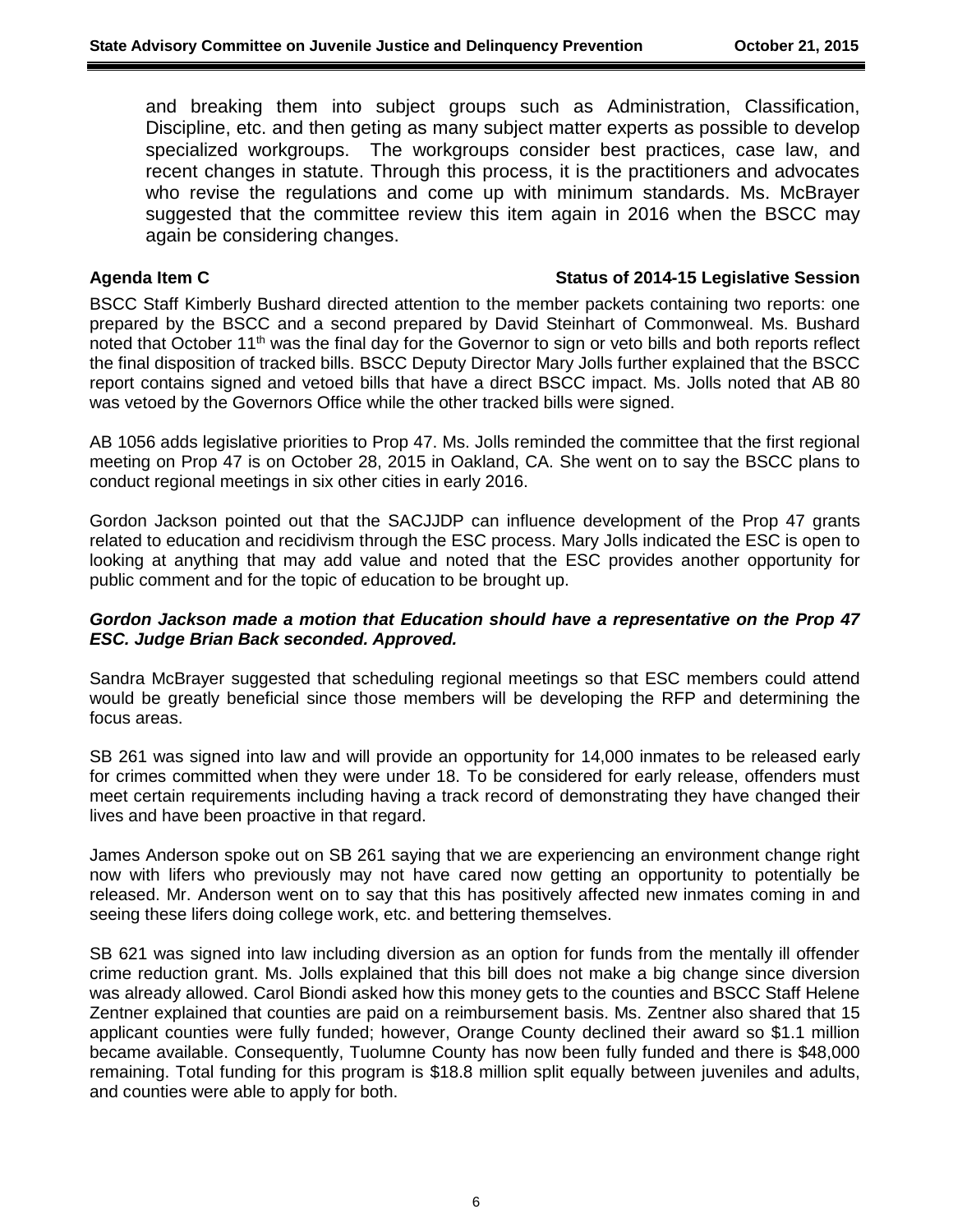and breaking them into subject groups such as Administration, Classification, Discipline, etc. and then geting as many subject matter experts as possible to develop specialized workgroups. The workgroups consider best practices, case law, and recent changes in statute. Through this process, it is the practitioners and advocates who revise the regulations and come up with minimum standards. Ms. McBrayer suggested that the committee review this item again in 2016 when the BSCC may again be considering changes.

**Agenda Item C** **Status of 2014-15 Legislative Session**

BSCC Staff Kimberly Bushard directed attention to the member packets containing two reports: one prepared by the BSCC and a second prepared by David Steinhart of Commonweal. Ms. Bushard noted that October 11th was the final day for the Governor to sign or veto bills and both reports reflect the final disposition of tracked bills. BSCC Deputy Director Mary Jolls further explained that the BSCC report contains signed and vetoed bills that have a direct BSCC impact. Ms. Jolls noted that AB 80 was vetoed by the Governors Office while the other tracked bills were signed.

AB 1056 adds legislative priorities to Prop 47. Ms. Jolls reminded the committee that the first regional meeting on Prop 47 is on October 28, 2015 in Oakland, CA. She went on to say the BSCC plans to conduct regional meetings in six other cities in early 2016.

Gordon Jackson pointed out that the SACJJDP can influence development of the Prop 47 grants related to education and recidivism through the ESC process. Mary Jolls indicated the ESC is open to looking at anything that may add value and noted that the ESC provides another opportunity for public comment and for the topic of education to be brought up.

***Gordon Jackson made a motion that Education should have a representative on the Prop 47 ESC. Judge Brian Back seconded. Approved.***

Sandra McBrayer suggested that scheduling regional meetings so that ESC members could attend would be greatly beneficial since those members will be developing the RFP and determining the focus areas.

SB 261 was signed into law and will provide an opportunity for 14,000 inmates to be released early for crimes committed when they were under 18. To be considered for early release, offenders must meet certain requirements including having a track record of demonstrating they have changed their lives and have been proactive in that regard.

James Anderson spoke out on SB 261 saying that we are experiencing an environment change right now with lifers who previously may not have cared now getting an opportunity to potentially be released. Mr. Anderson went on to say that this has positively affected new inmates coming in and seeing these lifers doing college work, etc. and bettering themselves.

SB 621 was signed into law including diversion as an option for funds from the mentally ill offender crime reduction grant. Ms. Jolls explained that this bill does not make a big change since diversion was already allowed. Carol Biondi asked how this money gets to the counties and BSCC Staff Helene Zentner explained that counties are paid on a reimbursement basis. Ms. Zentner also shared that 15 applicant counties were fully funded; however, Orange County declined their award so $1.1 million became available. Consequently, Tuolumne County has now been fully funded and there is $48,000 remaining. Total funding for this program is $18.8 million split equally between juveniles and adults, and counties were able to apply for both.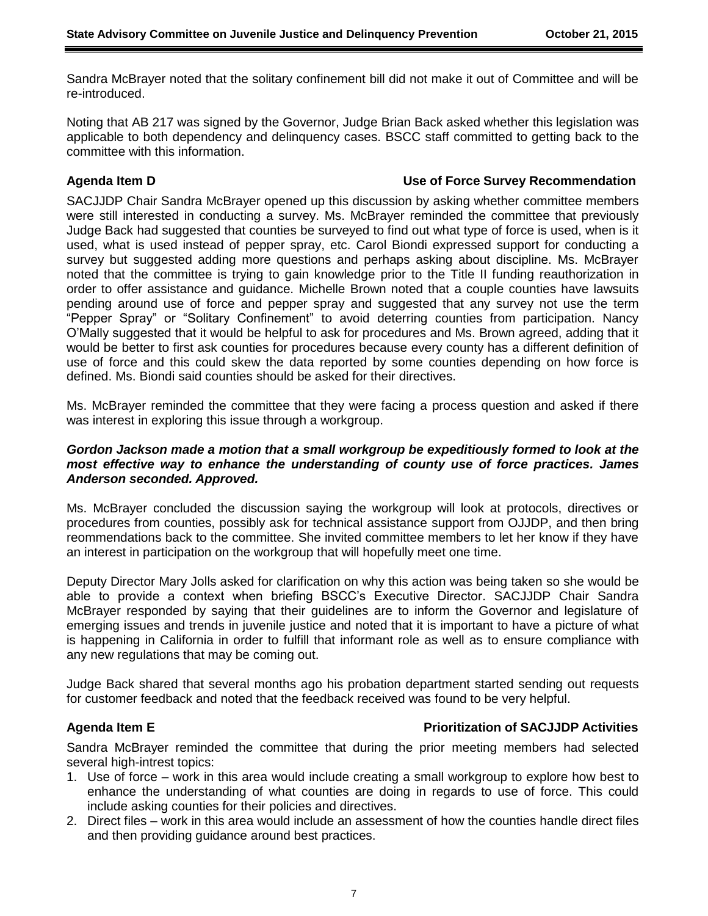Sandra McBrayer noted that the solitary confinement bill did not make it out of Committee and will be re-introduced.

Noting that AB 217 was signed by the Governor, Judge Brian Back asked whether this legislation was applicable to both dependency and delinquency cases. BSCC staff committed to getting back to the committee with this information.

**Agenda Item D** **Use of Force Survey Recommendation**

SACJJDP Chair Sandra McBrayer opened up this discussion by asking whether committee members were still interested in conducting a survey. Ms. McBrayer reminded the committee that previously Judge Back had suggested that counties be surveyed to find out what type of force is used, when is it used, what is used instead of pepper spray, etc. Carol Biondi expressed support for conducting a survey but suggested adding more questions and perhaps asking about discipline. Ms. McBrayer noted that the committee is trying to gain knowledge prior to the Title II funding reauthorization in order to offer assistance and guidance. Michelle Brown noted that a couple counties have lawsuits pending around use of force and pepper spray and suggested that any survey not use the term "Pepper Spray" or "Solitary Confinement" to avoid deterring counties from participation. Nancy O'Mally suggested that it would be helpful to ask for procedures and Ms. Brown agreed, adding that it would be better to first ask counties for procedures because every county has a different definition of use of force and this could skew the data reported by some counties depending on how force is defined. Ms. Biondi said counties should be asked for their directives.

Ms. McBrayer reminded the committee that they were facing a process question and asked if there was interest in exploring this issue through a workgroup.

***Gordon Jackson made a motion that a small workgroup be expeditiously formed to look at the most effective way to enhance the understanding of county use of force practices. James Anderson seconded. Approved.***

Ms. McBrayer concluded the discussion saying the workgroup will look at protocols, directives or procedures from counties, possibly ask for technical assistance support from OJJDP, and then bring reommendations back to the committee. She invited committee members to let her know if they have an interest in participation on the workgroup that will hopefully meet one time.

Deputy Director Mary Jolls asked for clarification on why this action was being taken so she would be able to provide a context when briefing BSCC's Executive Director. SACJJDP Chair Sandra McBrayer responded by saying that their guidelines are to inform the Governor and legislature of emerging issues and trends in juvenile justice and noted that it is important to have a picture of what is happening in California in order to fulfill that informant role as well as to ensure compliance with any new regulations that may be coming out.

Judge Back shared that several months ago his probation department started sending out requests for customer feedback and noted that the feedback received was found to be very helpful.

**Agenda Item E** **Prioritization of SACJJDP Activities**

Sandra McBrayer reminded the committee that during the prior meeting members had selected several high-intrest topics:

1. Use of force – work in this area would include creating a small workgroup to explore how best to enhance the understanding of what counties are doing in regards to use of force. This could include asking counties for their policies and directives.
2. Direct files – work in this area would include an assessment of how the counties handle direct files and then providing guidance around best practices.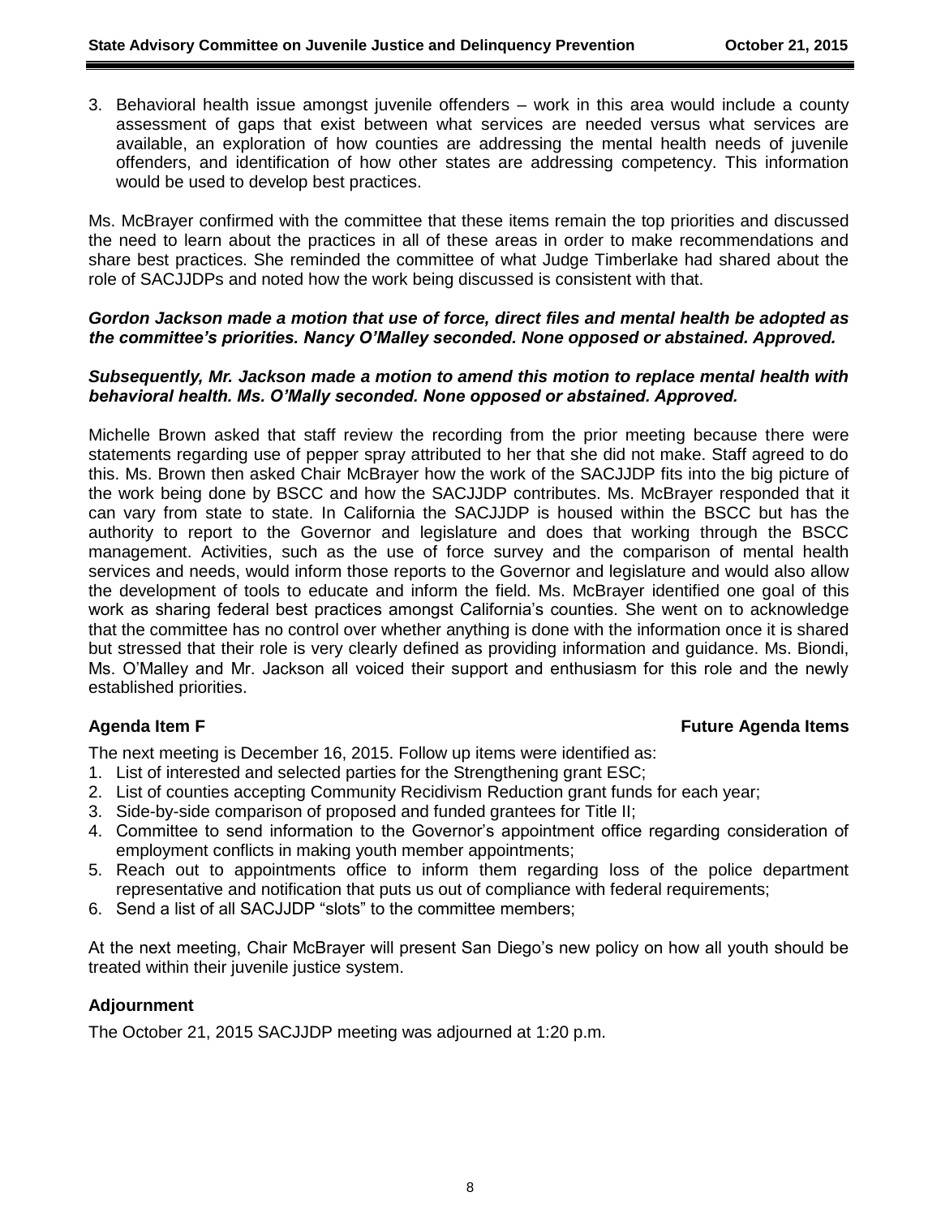3. Behavioral health issue amongst juvenile offenders – work in this area would include a county assessment of gaps that exist between what services are needed versus what services are available, an exploration of how counties are addressing the mental health needs of juvenile offenders, and identification of how other states are addressing competency. This information would be used to develop best practices.

Ms. McBrayer confirmed with the committee that these items remain the top priorities and discussed the need to learn about the practices in all of these areas in order to make recommendations and share best practices. She reminded the committee of what Judge Timberlake had shared about the role of SACJJDPs and noted how the work being discussed is consistent with that.

***Gordon Jackson made a motion that use of force, direct files and mental health be adopted as the committee's priorities. Nancy O'Malley seconded. None opposed or abstained. Approved.***

***Subsequently, Mr. Jackson made a motion to amend this motion to replace mental health with behavioral health. Ms. O'Mally seconded. None opposed or abstained. Approved.***

Michelle Brown asked that staff review the recording from the prior meeting because there were statements regarding use of pepper spray attributed to her that she did not make. Staff agreed to do this. Ms. Brown then asked Chair McBrayer how the work of the SACJJDP fits into the big picture of the work being done by BSCC and how the SACJJDP contributes. Ms. McBrayer responded that it can vary from state to state. In California the SACJJDP is housed within the BSCC but has the authority to report to the Governor and legislature and does that working through the BSCC management. Activities, such as the use of force survey and the comparison of mental health services and needs, would inform those reports to the Governor and legislature and would also allow the development of tools to educate and inform the field. Ms. McBrayer identified one goal of this work as sharing federal best practices amongst California's counties. She went on to acknowledge that the committee has no control over whether anything is done with the information once it is shared but stressed that their role is very clearly defined as providing information and guidance. Ms. Biondi, Ms. O'Malley and Mr. Jackson all voiced their support and enthusiasm for this role and the newly established priorities.

**Agenda Item F — Future Agenda Items**

The next meeting is December 16, 2015. Follow up items were identified as:

1. List of interested and selected parties for the Strengthening grant ESC;
2. List of counties accepting Community Recidivism Reduction grant funds for each year;
3. Side-by-side comparison of proposed and funded grantees for Title II;
4. Committee to send information to the Governor's appointment office regarding consideration of employment conflicts in making youth member appointments;
5. Reach out to appointments office to inform them regarding loss of the police department representative and notification that puts us out of compliance with federal requirements;
6. Send a list of all SACJJDP "slots" to the committee members;

At the next meeting, Chair McBrayer will present San Diego's new policy on how all youth should be treated within their juvenile justice system.

**Adjournment**

The October 21, 2015 SACJJDP meeting was adjourned at 1:20 p.m.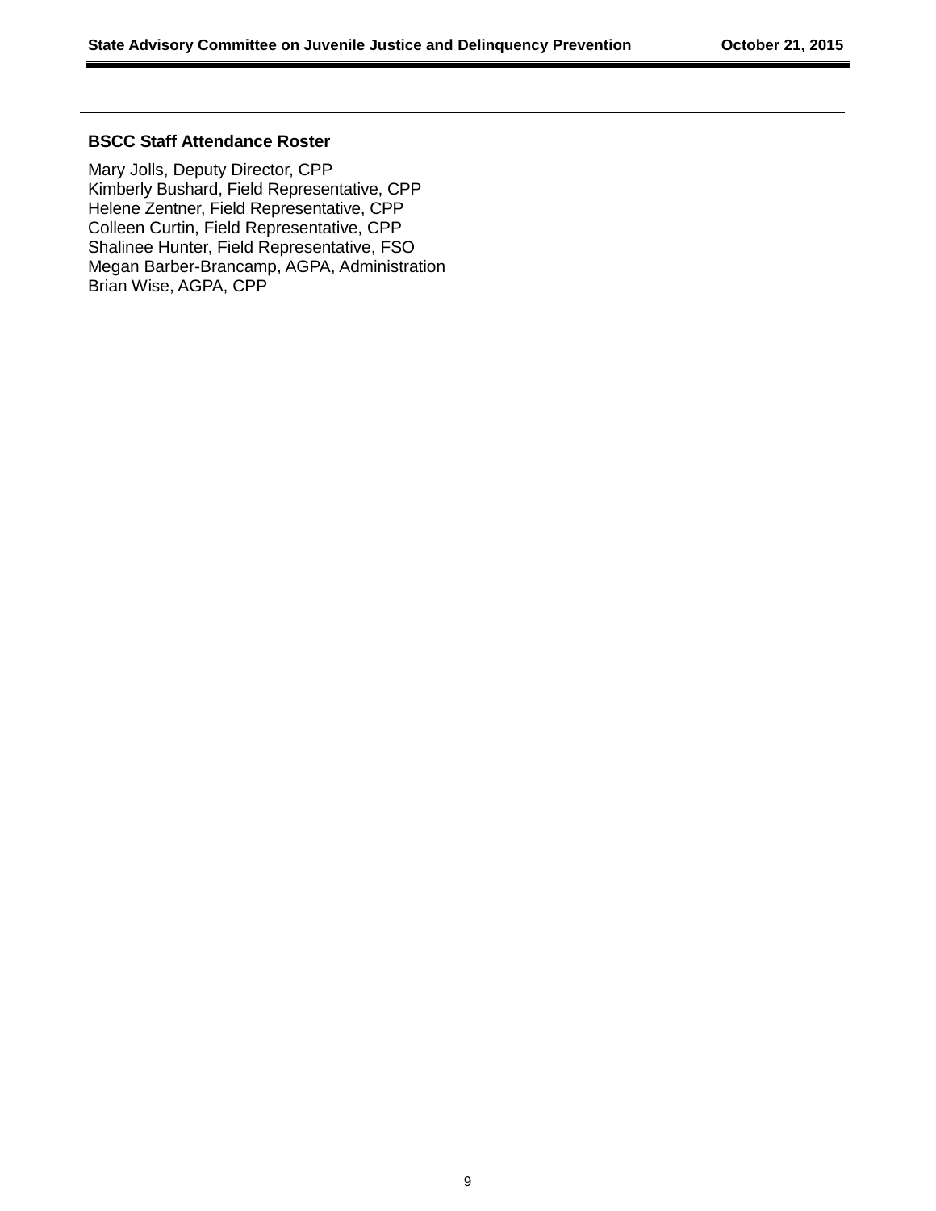**BSCC Staff Attendance Roster**

Mary Jolls, Deputy Director, CPP
Kimberly Bushard, Field Representative, CPP
Helene Zentner, Field Representative, CPP
Colleen Curtin, Field Representative, CPP
Shalinee Hunter, Field Representative, FSO
Megan Barber-Brancamp, AGPA, Administration
Brian Wise, AGPA, CPP